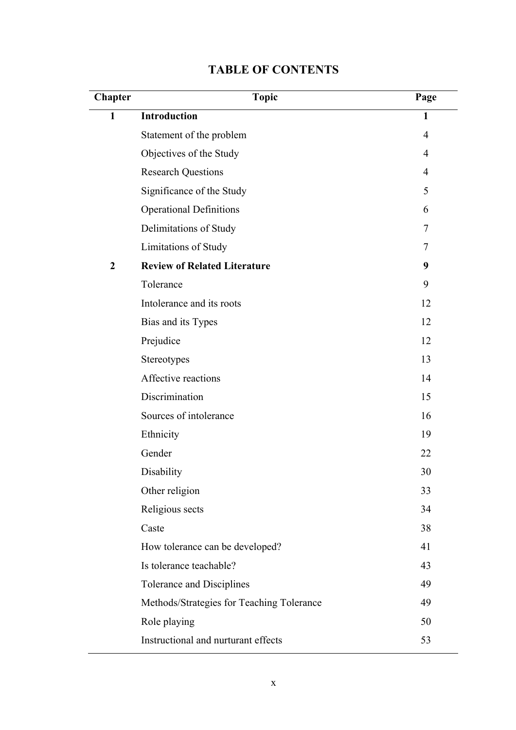# TABLE OF CONTENTS

| Chapter | Topic | Page |
|---|---|---|
| **1** | **Introduction** | **1** |
| | Statement of the problem | 4 |
| | Objectives of the Study | 4 |
| | Research Questions | 4 |
| | Significance of the Study | 5 |
| | Operational Definitions | 6 |
| | Delimitations of Study | 7 |
| | Limitations of Study | 7 |
| **2** | **Review of Related Literature** | **9** |
| | Tolerance | 9 |
| | Intolerance and its roots | 12 |
| | Bias and its Types | 12 |
| | Prejudice | 12 |
| | Stereotypes | 13 |
| | Affective reactions | 14 |
| | Discrimination | 15 |
| | Sources of intolerance | 16 |
| | Ethnicity | 19 |
| | Gender | 22 |
| | Disability | 30 |
| | Other religion | 33 |
| | Religious sects | 34 |
| | Caste | 38 |
| | How tolerance can be developed? | 41 |
| | Is tolerance teachable? | 43 |
| | Tolerance and Disciplines | 49 |
| | Methods/Strategies for Teaching Tolerance | 49 |
| | Role playing | 50 |
| | Instructional and nurturant effects | 53 |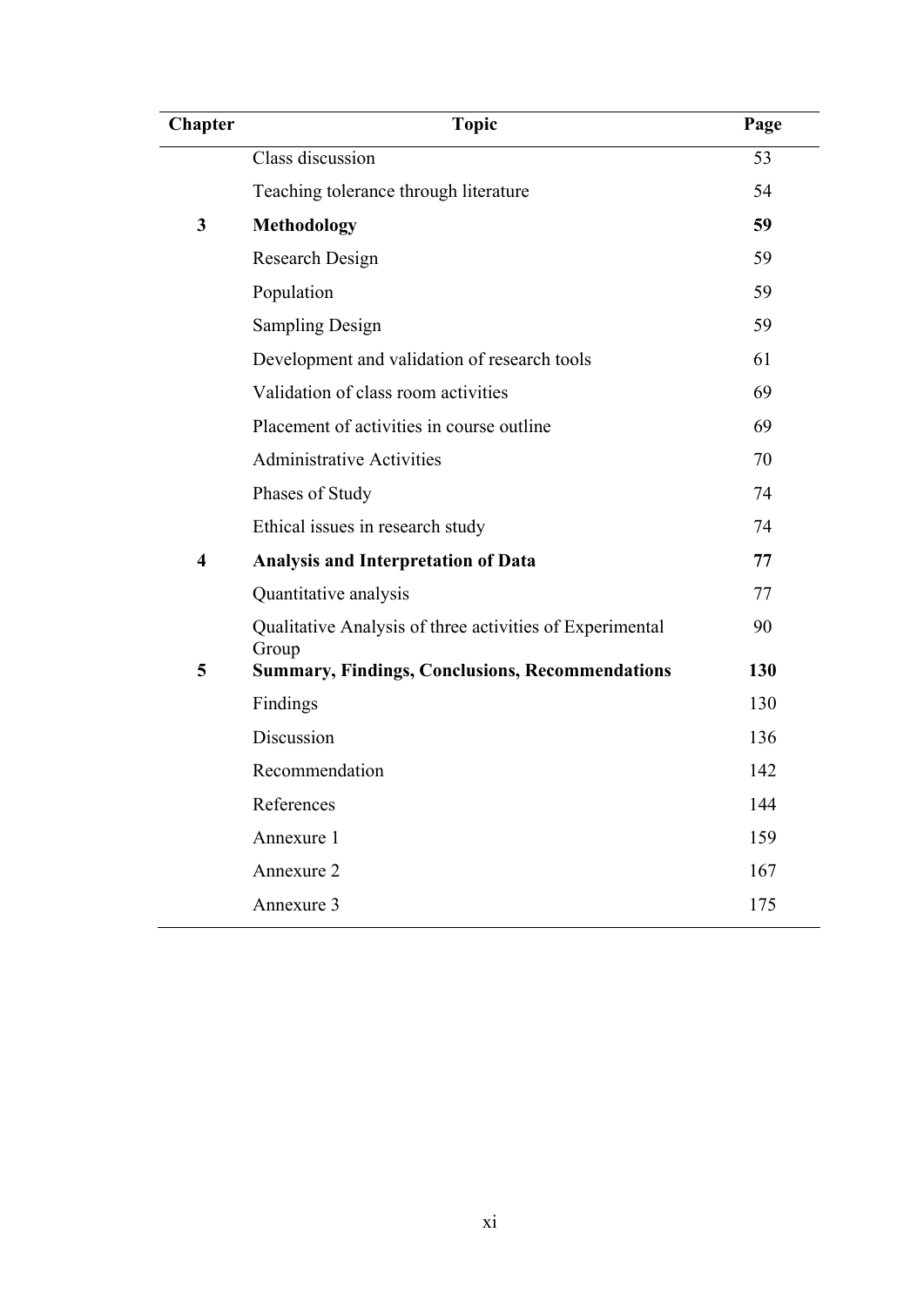| Chapter | Topic | Page |
|---|---|---|
| | Class discussion | 53 |
| | Teaching tolerance through literature | 54 |
| **3** | **Methodology** | **59** |
| | Research Design | 59 |
| | Population | 59 |
| | Sampling Design | 59 |
| | Development and validation of research tools | 61 |
| | Validation of class room activities | 69 |
| | Placement of activities in course outline | 69 |
| | Administrative Activities | 70 |
| | Phases of Study | 74 |
| | Ethical issues in research study | 74 |
| **4** | **Analysis and Interpretation of Data** | **77** |
| | Quantitative analysis | 77 |
| | Qualitative Analysis of three activities of Experimental Group | 90 |
| **5** | **Summary, Findings, Conclusions, Recommendations** | **130** |
| | Findings | 130 |
| | Discussion | 136 |
| | Recommendation | 142 |
| | References | 144 |
| | Annexure 1 | 159 |
| | Annexure 2 | 167 |
| | Annexure 3 | 175 |